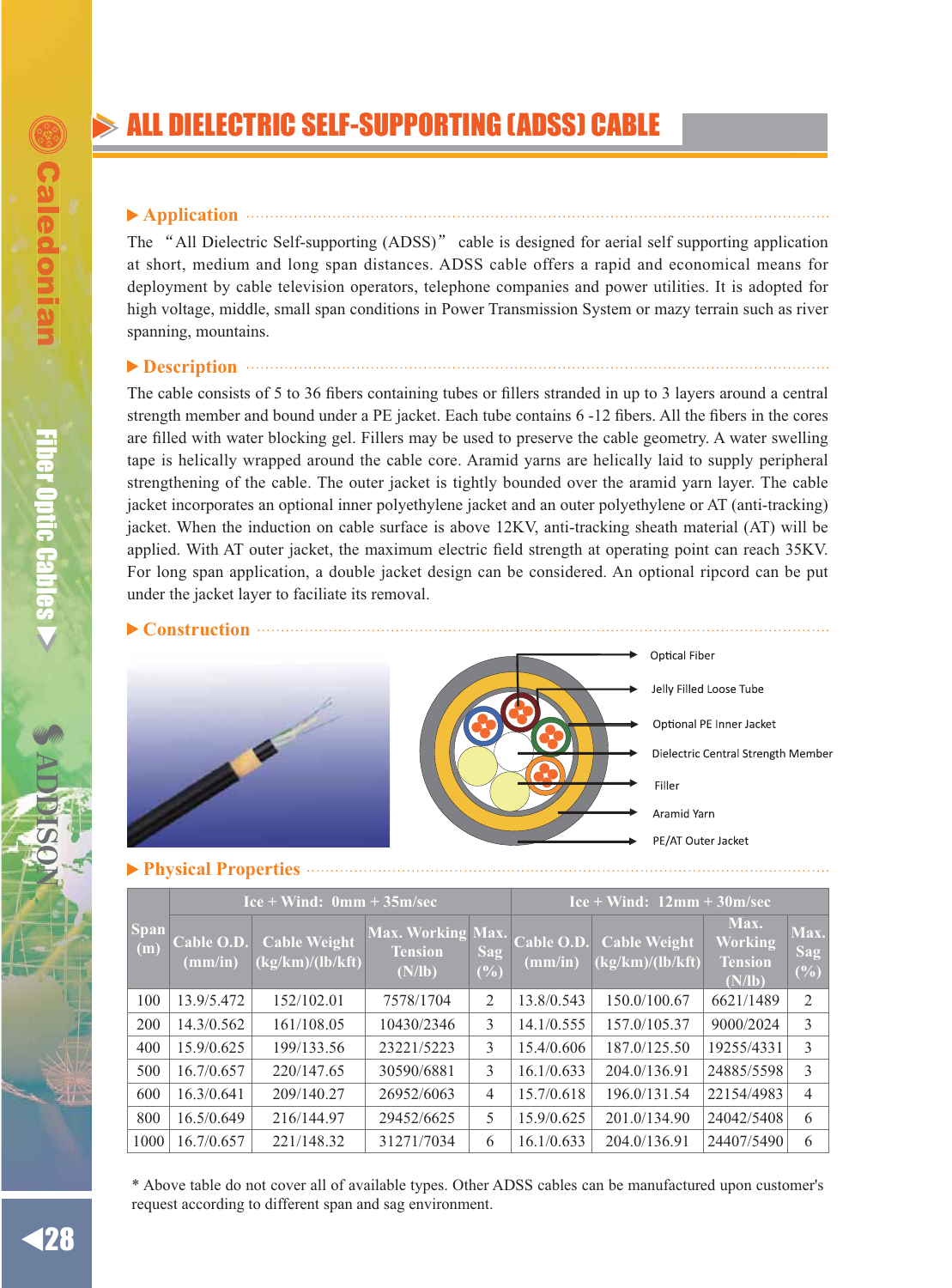# ALL DIELECTRIC SELF-SUPPORTING (ADSS) CABLE

## ▶ Application

The "All Dielectric Self-supporting (ADSS)" cable is designed for aerial self supporting application at short, medium and long span distances. ADSS cable offers a rapid and economical means for deployment by cable television operators, telephone companies and power utilities. It is adopted for high voltage, middle, small span conditions in Power Transmission System or mazy terrain such as river spanning, mountains.

## ▶ Description

The cable consists of 5 to 36 fibers containing tubes or fillers stranded in up to 3 layers around a central strength member and bound under a PE jacket. Each tube contains 6 -12 fibers. All the fibers in the cores are filled with water blocking gel. Fillers may be used to preserve the cable geometry. A water swelling tape is helically wrapped around the cable core. Aramid yarns are helically laid to supply peripheral strengthening of the cable. The outer jacket is tightly bounded over the aramid yarn layer. The cable jacket incorporates an optional inner polyethylene jacket and an outer polyethylene or AT (anti-tracking) jacket. When the induction on cable surface is above 12KV, anti-tracking sheath material (AT) will be applied. With AT outer jacket, the maximum electric field strength at operating point can reach 35KV. For long span application, a double jacket design can be considered. An optional ripcord can be put under the jacket layer to faciliate its removal.

## ▶ Construction

Optical Fiber

Jelly Filled Loose Tube

Optional PE Inner Jacket

Dielectric Central Strength Member

Filler

Aramid Yarn

PE/AT Outer Jacket

## ▶ Physical Properties

| Span (m) | Ice + Wind: 0mm + 35m/sec | | | | Ice + Wind: 12mm + 30m/sec | | | |
|---|---|---|---|---|---|---|---|---|
| | Cable O.D. (mm/in) | Cable Weight (kg/km)/(lb/kft) | Max. Working Tension (N/lb) | Max. Sag (%) | Cable O.D. (mm/in) | Cable Weight (kg/km)/(lb/kft) | Max. Working Tension (N/lb) | Max. Sag (%) |
| 100 | 13.9/5.472 | 152/102.01 | 7578/1704 | 2 | 13.8/0.543 | 150.0/100.67 | 6621/1489 | 2 |
| 200 | 14.3/0.562 | 161/108.05 | 10430/2346 | 3 | 14.1/0.555 | 157.0/105.37 | 9000/2024 | 3 |
| 400 | 15.9/0.625 | 199/133.56 | 23221/5223 | 3 | 15.4/0.606 | 187.0/125.50 | 19255/4331 | 3 |
| 500 | 16.7/0.657 | 220/147.65 | 30590/6881 | 3 | 16.1/0.633 | 204.0/136.91 | 24885/5598 | 3 |
| 600 | 16.3/0.641 | 209/140.27 | 26952/6063 | 4 | 15.7/0.618 | 196.0/131.54 | 22154/4983 | 4 |
| 800 | 16.5/0.649 | 216/144.97 | 29452/6625 | 5 | 15.9/0.625 | 201.0/134.90 | 24042/5408 | 6 |
| 1000 | 16.7/0.657 | 221/148.32 | 31271/7034 | 6 | 16.1/0.633 | 204.0/136.91 | 24407/5490 | 6 |

* Above table do not cover all of available types. Other ADSS cables can be manufactured upon customer's request according to different span and sag environment.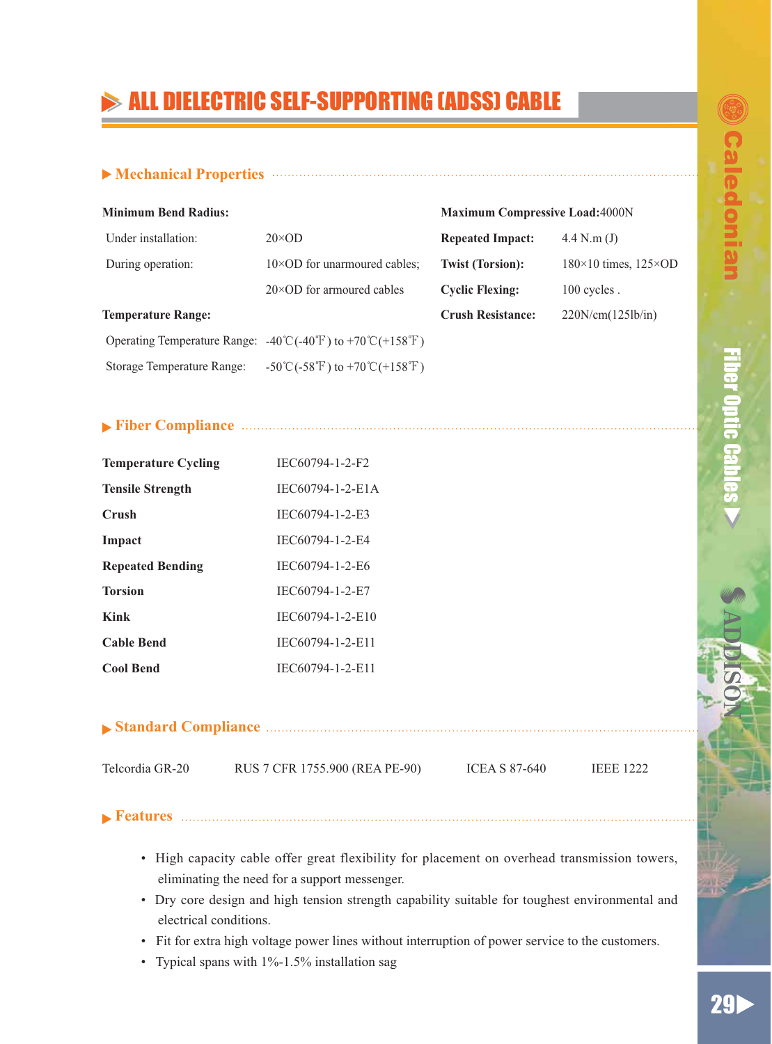# ALL DIELECTRIC SELF-SUPPORTING (ADSS) CABLE

## Mechanical Properties

**Minimum Bend Radius:**

| | |
|---|---|
| Under installation: | 20×OD |
| During operation: | 10×OD for unarmoured cables; |
| | 20×OD for armoured cables |

**Temperature Range:**

| | |
|---|---|
| Operating Temperature Range: | -40℃(-40℉) to +70℃(+158℉) |
| Storage Temperature Range: | -50℃(-58℉) to +70℃(+158℉) |

**Maximum Compressive Load:**4000N

| | |
|---|---|
| **Repeated Impact:** | 4.4 N.m (J) |
| **Twist (Torsion):** | 180×10 times, 125×OD |
| **Cyclic Flexing:** | 100 cycles . |
| **Crush Resistance:** | 220N/cm(125lb/in) |

## Fiber Compliance

| | |
|---|---|
| **Temperature Cycling** | IEC60794-1-2-F2 |
| **Tensile Strength** | IEC60794-1-2-E1A |
| **Crush** | IEC60794-1-2-E3 |
| **Impact** | IEC60794-1-2-E4 |
| **Repeated Bending** | IEC60794-1-2-E6 |
| **Torsion** | IEC60794-1-2-E7 |
| **Kink** | IEC60794-1-2-E10 |
| **Cable Bend** | IEC60794-1-2-E11 |
| **Cool Bend** | IEC60794-1-2-E11 |

## Standard Compliance

Telcordia GR-20 RUS 7 CFR 1755.900 (REA PE-90) ICEA S 87-640 IEEE 1222

## Features

- High capacity cable offer great flexibility for placement on overhead transmission towers, eliminating the need for a support messenger.
- Dry core design and high tension strength capability suitable for toughest environmental and electrical conditions.
- Fit for extra high voltage power lines without interruption of power service to the customers.
- Typical spans with 1%-1.5% installation sag